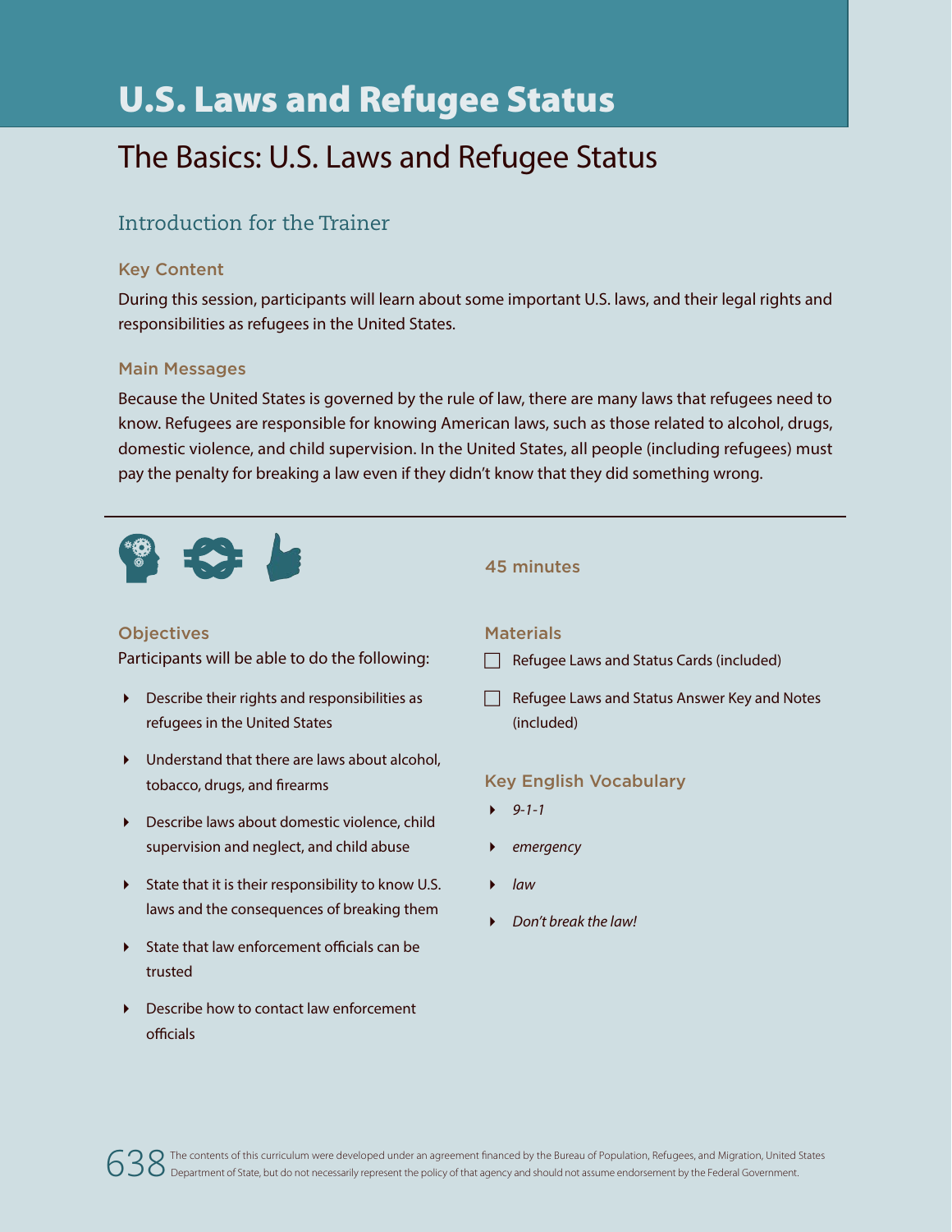# U.S. Laws and Refugee Status

## The Basics: U.S. Laws and Refugee Status

### Introduction for the Trainer

#### Key Content

During this session, participants will learn about some important U.S. laws, and their legal rights and responsibilities as refugees in the United States.

#### Main Messages

Because the United States is governed by the rule of law, there are many laws that refugees need to know. Refugees are responsible for knowing American laws, such as those related to alcohol, drugs, domestic violence, and child supervision. In the United States, all people (including refugees) must pay the penalty for breaking a law even if they didn't know that they did something wrong.

---

45 minutes

#### Objectives

Participants will be able to do the following:

- Describe their rights and responsibilities as refugees in the United States
- Understand that there are laws about alcohol, tobacco, drugs, and firearms
- Describe laws about domestic violence, child supervision and neglect, and child abuse
- State that it is their responsibility to know U.S. laws and the consequences of breaking them
- State that law enforcement officials can be trusted
- Describe how to contact law enforcement officials

#### Materials

- [ ] Refugee Laws and Status Cards (included)
- [ ] Refugee Laws and Status Answer Key and Notes (included)

#### Key English Vocabulary

- *9-1-1*
- *emergency*
- *law*
- *Don't break the law!*

The contents of this curriculum were developed under an agreement financed by the Bureau of Population, Refugees, and Migration, United States Department of State, but do not necessarily represent the policy of that agency and should not assume endorsement by the Federal Government.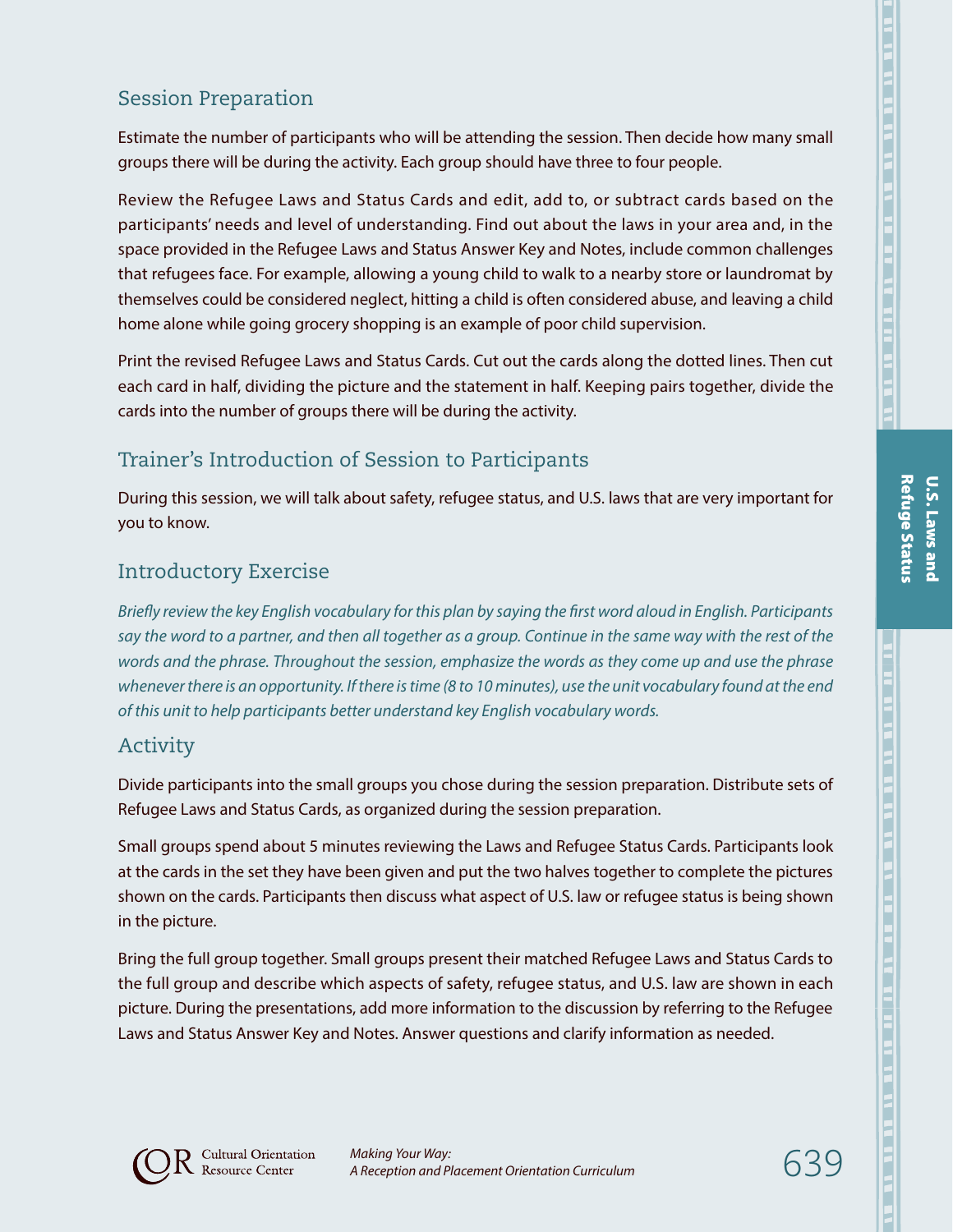## Session Preparation

Estimate the number of participants who will be attending the session. Then decide how many small groups there will be during the activity. Each group should have three to four people.

Review the Refugee Laws and Status Cards and edit, add to, or subtract cards based on the participants' needs and level of understanding. Find out about the laws in your area and, in the space provided in the Refugee Laws and Status Answer Key and Notes, include common challenges that refugees face. For example, allowing a young child to walk to a nearby store or laundromat by themselves could be considered neglect, hitting a child is often considered abuse, and leaving a child home alone while going grocery shopping is an example of poor child supervision.

Print the revised Refugee Laws and Status Cards. Cut out the cards along the dotted lines. Then cut each card in half, dividing the picture and the statement in half. Keeping pairs together, divide the cards into the number of groups there will be during the activity.

## Trainer's Introduction of Session to Participants

During this session, we will talk about safety, refugee status, and U.S. laws that are very important for you to know.

## Introductory Exercise

*Briefly review the key English vocabulary for this plan by saying the first word aloud in English. Participants say the word to a partner, and then all together as a group. Continue in the same way with the rest of the words and the phrase. Throughout the session, emphasize the words as they come up and use the phrase whenever there is an opportunity. If there is time (8 to 10 minutes), use the unit vocabulary found at the end of this unit to help participants better understand key English vocabulary words.*

## Activity

Divide participants into the small groups you chose during the session preparation. Distribute sets of Refugee Laws and Status Cards, as organized during the session preparation.

Small groups spend about 5 minutes reviewing the Laws and Refugee Status Cards. Participants look at the cards in the set they have been given and put the two halves together to complete the pictures shown on the cards. Participants then discuss what aspect of U.S. law or refugee status is being shown in the picture.

Bring the full group together. Small groups present their matched Refugee Laws and Status Cards to the full group and describe which aspects of safety, refugee status, and U.S. law are shown in each picture. During the presentations, add more information to the discussion by referring to the Refugee Laws and Status Answer Key and Notes. Answer questions and clarify information as needed.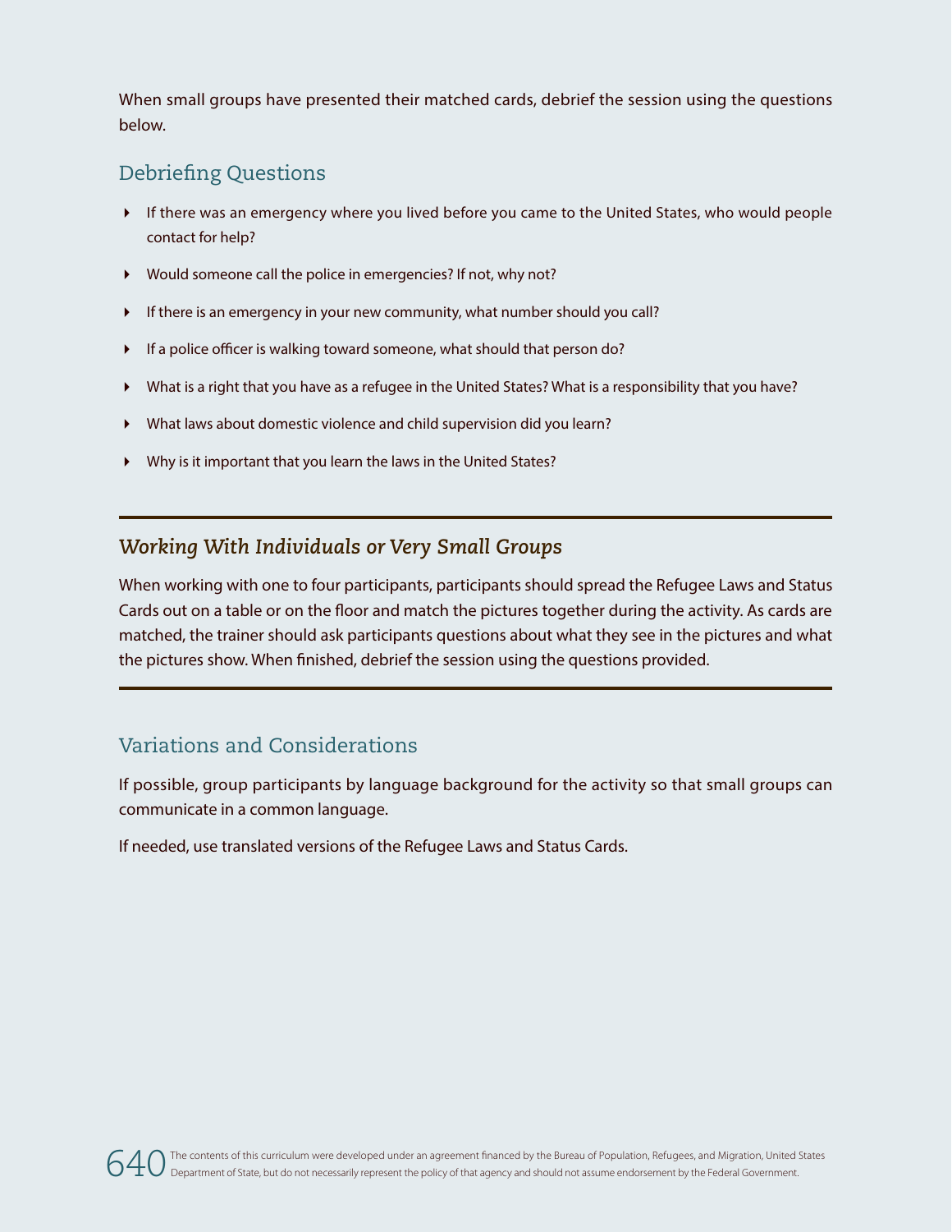When small groups have presented their matched cards, debrief the session using the questions below.

## Debriefing Questions

- If there was an emergency where you lived before you came to the United States, who would people contact for help?
- Would someone call the police in emergencies? If not, why not?
- If there is an emergency in your new community, what number should you call?
- If a police officer is walking toward someone, what should that person do?
- What is a right that you have as a refugee in the United States? What is a responsibility that you have?
- What laws about domestic violence and child supervision did you learn?
- Why is it important that you learn the laws in the United States?

---

### *Working With Individuals or Very Small Groups*

When working with one to four participants, participants should spread the Refugee Laws and Status Cards out on a table or on the floor and match the pictures together during the activity. As cards are matched, the trainer should ask participants questions about what they see in the pictures and what the pictures show. When finished, debrief the session using the questions provided.

---

## Variations and Considerations

If possible, group participants by language background for the activity so that small groups can communicate in a common language.

If needed, use translated versions of the Refugee Laws and Status Cards.

The contents of this curriculum were developed under an agreement financed by the Bureau of Population, Refugees, and Migration, United States Department of State, but do not necessarily represent the policy of that agency and should not assume endorsement by the Federal Government.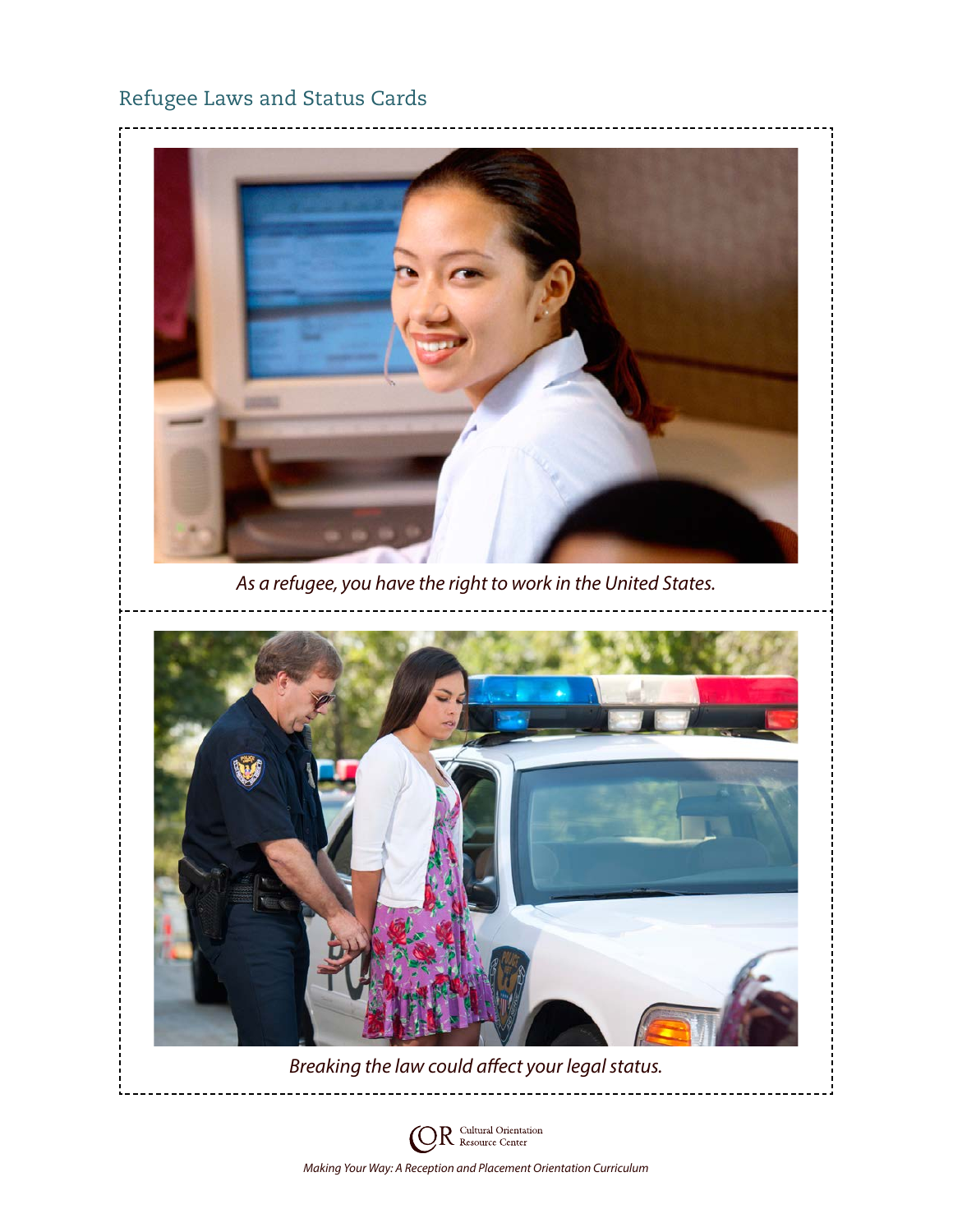## Refugee Laws and Status Cards

*As a refugee, you have the right to work in the United States.*

*Breaking the law could affect your legal status.*

Cultural Orientation Resource Center

*Making Your Way: A Reception and Placement Orientation Curriculum*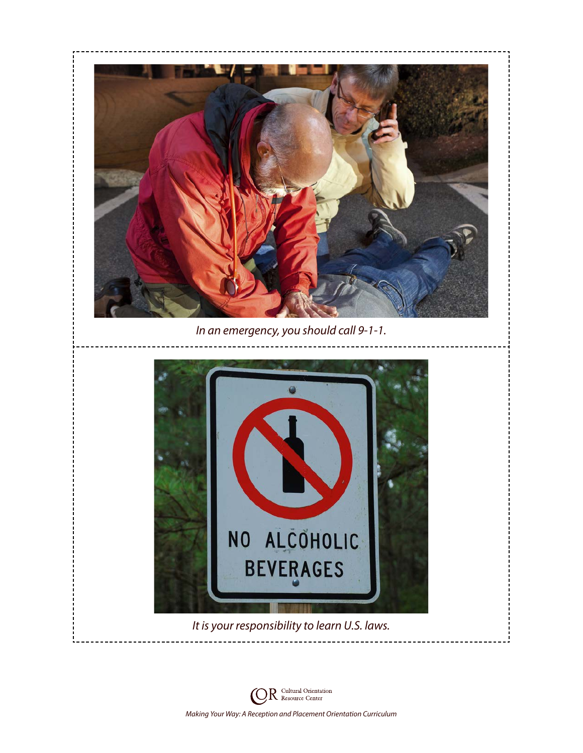*In an emergency, you should call 9-1-1.*

*It is your responsibility to learn U.S. laws.*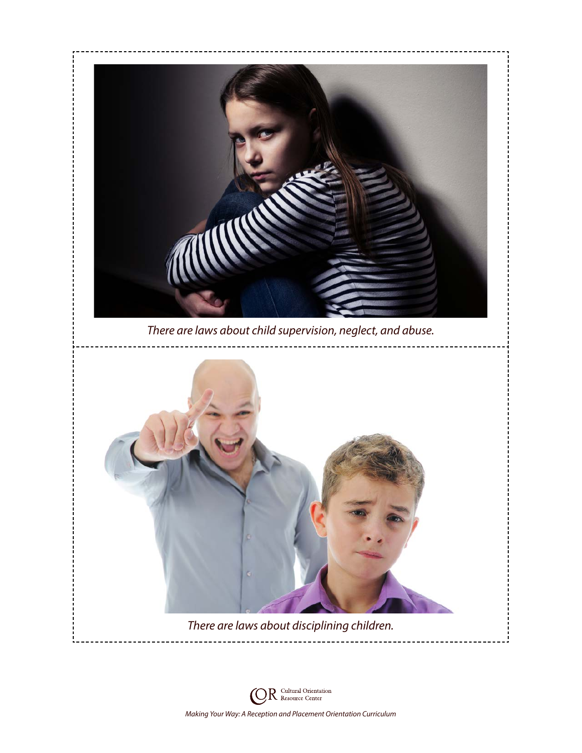*There are laws about child supervision, neglect, and abuse.*

*There are laws about disciplining children.*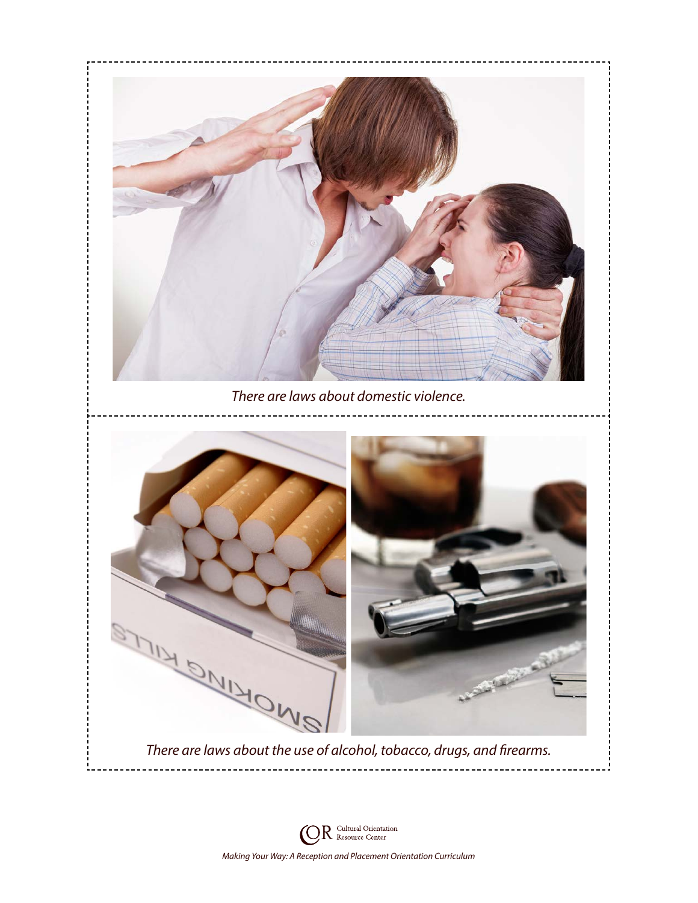*There are laws about domestic violence.*

*There are laws about the use of alcohol, tobacco, drugs, and firearms.*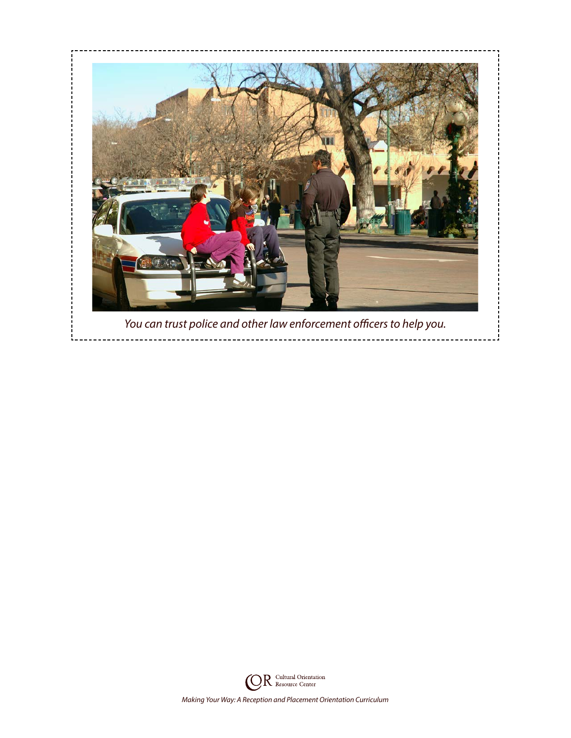*You can trust police and other law enforcement officers to help you.*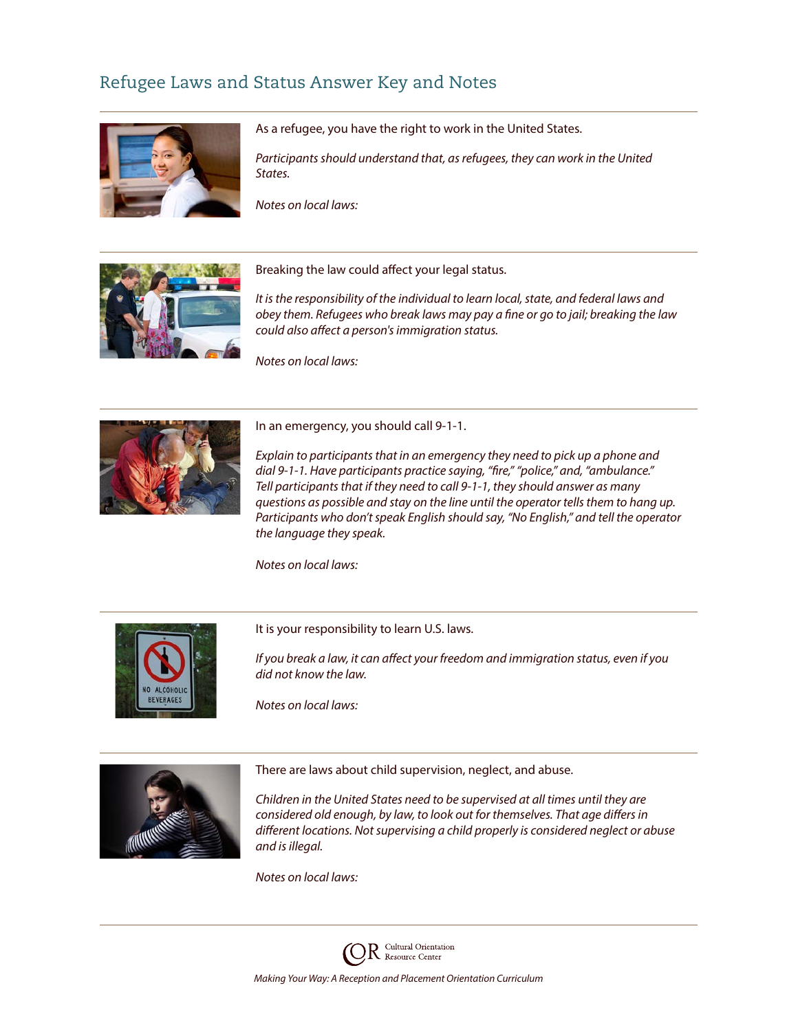## Refugee Laws and Status Answer Key and Notes

---

As a refugee, you have the right to work in the United States.

*Participants should understand that, as refugees, they can work in the United States.*

*Notes on local laws:*

---

Breaking the law could affect your legal status.

*It is the responsibility of the individual to learn local, state, and federal laws and obey them. Refugees who break laws may pay a fine or go to jail; breaking the law could also affect a person's immigration status.*

*Notes on local laws:*

---

In an emergency, you should call 9-1-1.

*Explain to participants that in an emergency they need to pick up a phone and dial 9-1-1. Have participants practice saying, "fire," "police," and, "ambulance." Tell participants that if they need to call 9-1-1, they should answer as many questions as possible and stay on the line until the operator tells them to hang up. Participants who don't speak English should say, "No English," and tell the operator the language they speak.*

*Notes on local laws:*

---

It is your responsibility to learn U.S. laws.

*If you break a law, it can affect your freedom and immigration status, even if you did not know the law.*

*Notes on local laws:*

---

There are laws about child supervision, neglect, and abuse.

*Children in the United States need to be supervised at all times until they are considered old enough, by law, to look out for themselves. That age differs in different locations. Not supervising a child properly is considered neglect or abuse and is illegal.*

*Notes on local laws:*

---

COR Cultural Orientation Resource Center

*Making Your Way: A Reception and Placement Orientation Curriculum*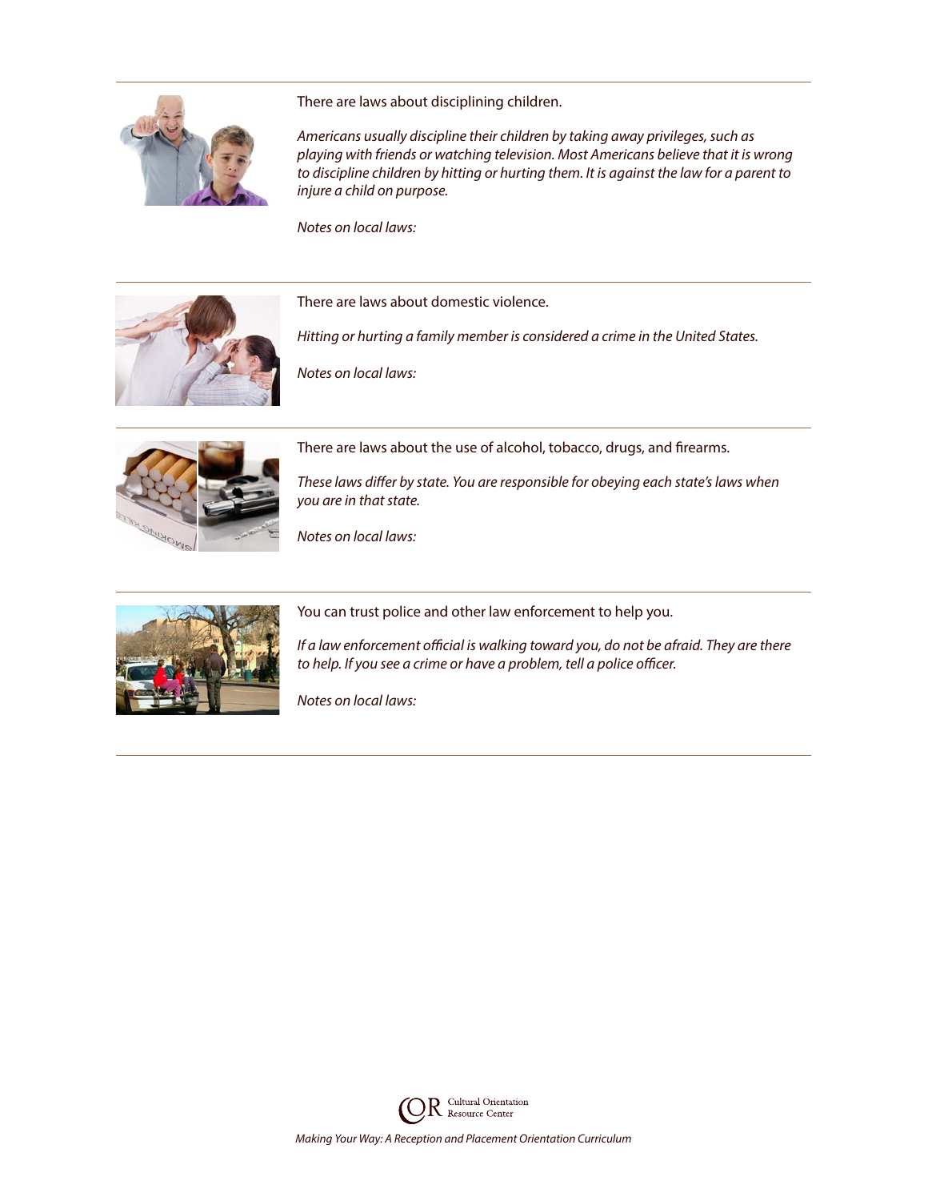There are laws about disciplining children.

*Americans usually discipline their children by taking away privileges, such as playing with friends or watching television. Most Americans believe that it is wrong to discipline children by hitting or hurting them. It is against the law for a parent to injure a child on purpose.*

*Notes on local laws:*

---

There are laws about domestic violence.

*Hitting or hurting a family member is considered a crime in the United States.*

*Notes on local laws:*

---

There are laws about the use of alcohol, tobacco, drugs, and firearms.

*These laws differ by state. You are responsible for obeying each state's laws when you are in that state.*

*Notes on local laws:*

---

You can trust police and other law enforcement to help you.

*If a law enforcement official is walking toward you, do not be afraid. They are there to help. If you see a crime or have a problem, tell a police officer.*

*Notes on local laws:*